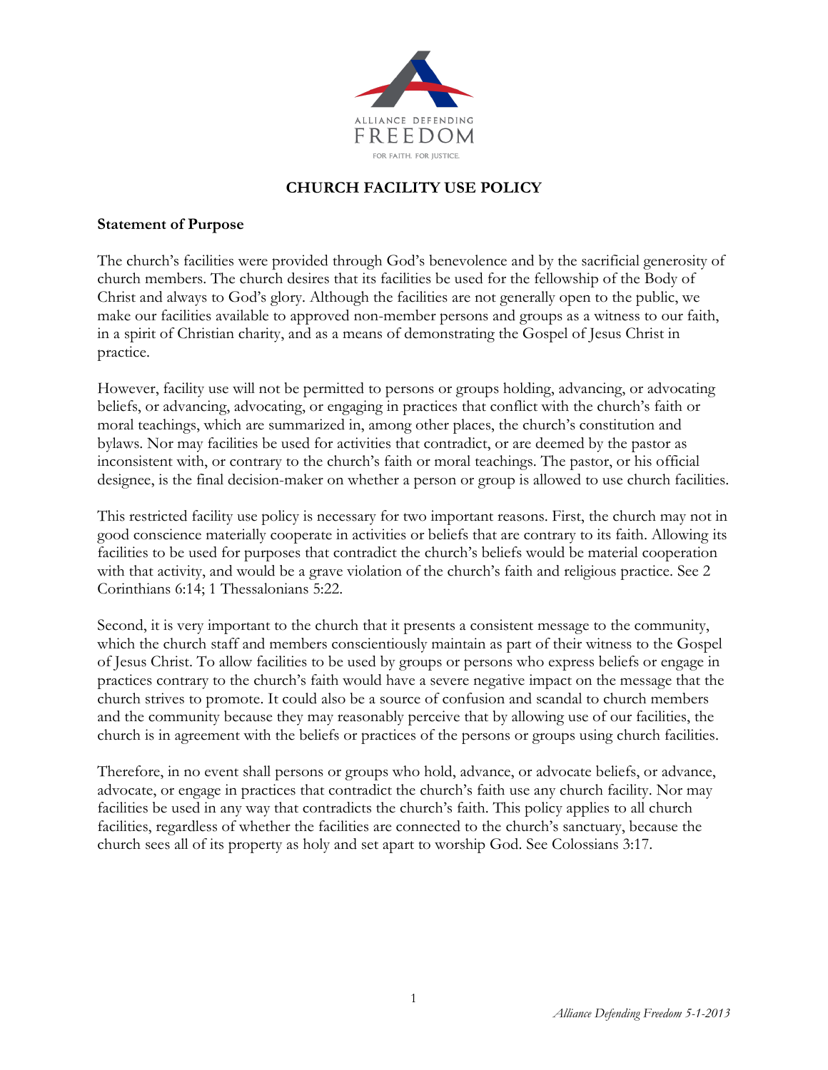ALLIANCE DEFENDING FREEDOM

FOR FAITH. FOR JUSTICE.

# CHURCH FACILITY USE POLICY

**Statement of Purpose**

The church's facilities were provided through God's benevolence and by the sacrificial generosity of church members. The church desires that its facilities be used for the fellowship of the Body of Christ and always to God's glory. Although the facilities are not generally open to the public, we make our facilities available to approved non-member persons and groups as a witness to our faith, in a spirit of Christian charity, and as a means of demonstrating the Gospel of Jesus Christ in practice.

However, facility use will not be permitted to persons or groups holding, advancing, or advocating beliefs, or advancing, advocating, or engaging in practices that conflict with the church's faith or moral teachings, which are summarized in, among other places, the church's constitution and bylaws. Nor may facilities be used for activities that contradict, or are deemed by the pastor as inconsistent with, or contrary to the church's faith or moral teachings. The pastor, or his official designee, is the final decision-maker on whether a person or group is allowed to use church facilities.

This restricted facility use policy is necessary for two important reasons. First, the church may not in good conscience materially cooperate in activities or beliefs that are contrary to its faith. Allowing its facilities to be used for purposes that contradict the church's beliefs would be material cooperation with that activity, and would be a grave violation of the church's faith and religious practice. See 2 Corinthians 6:14; 1 Thessalonians 5:22.

Second, it is very important to the church that it presents a consistent message to the community, which the church staff and members conscientiously maintain as part of their witness to the Gospel of Jesus Christ. To allow facilities to be used by groups or persons who express beliefs or engage in practices contrary to the church's faith would have a severe negative impact on the message that the church strives to promote. It could also be a source of confusion and scandal to church members and the community because they may reasonably perceive that by allowing use of our facilities, the church is in agreement with the beliefs or practices of the persons or groups using church facilities.

Therefore, in no event shall persons or groups who hold, advance, or advocate beliefs, or advance, advocate, or engage in practices that contradict the church's faith use any church facility. Nor may facilities be used in any way that contradicts the church's faith. This policy applies to all church facilities, regardless of whether the facilities are connected to the church's sanctuary, because the church sees all of its property as holy and set apart to worship God. See Colossians 3:17.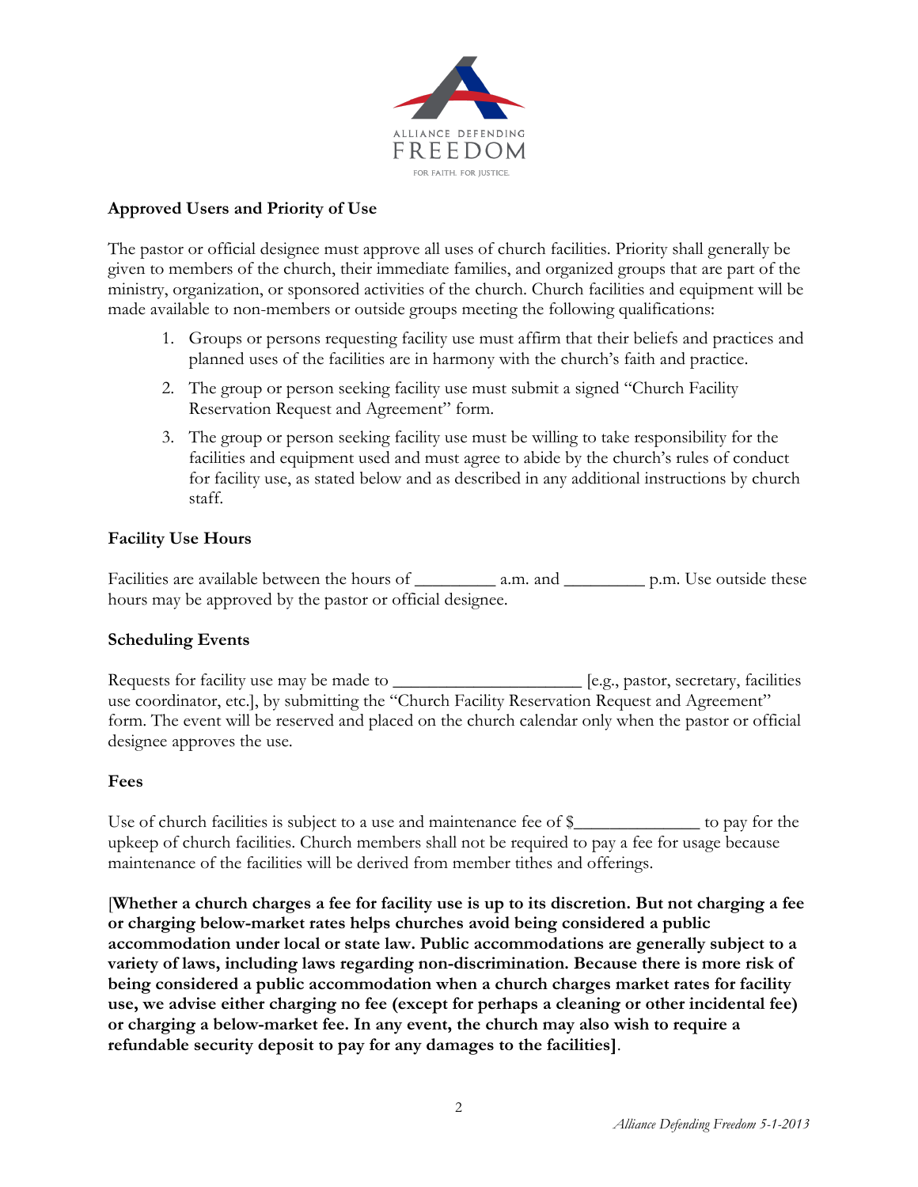**Approved Users and Priority of Use**

The pastor or official designee must approve all uses of church facilities. Priority shall generally be given to members of the church, their immediate families, and organized groups that are part of the ministry, organization, or sponsored activities of the church. Church facilities and equipment will be made available to non-members or outside groups meeting the following qualifications:

1. Groups or persons requesting facility use must affirm that their beliefs and practices and planned uses of the facilities are in harmony with the church's faith and practice.
2. The group or person seeking facility use must submit a signed "Church Facility Reservation Request and Agreement" form.
3. The group or person seeking facility use must be willing to take responsibility for the facilities and equipment used and must agree to abide by the church's rules of conduct for facility use, as stated below and as described in any additional instructions by church staff.

**Facility Use Hours**

Facilities are available between the hours of _________ a.m. and _________ p.m. Use outside these hours may be approved by the pastor or official designee.

**Scheduling Events**

Requests for facility use may be made to _____________________ [e.g., pastor, secretary, facilities use coordinator, etc.], by submitting the "Church Facility Reservation Request and Agreement" form. The event will be reserved and placed on the church calendar only when the pastor or official designee approves the use.

**Fees**

Use of church facilities is subject to a use and maintenance fee of $______________ to pay for the upkeep of church facilities. Church members shall not be required to pay a fee for usage because maintenance of the facilities will be derived from member tithes and offerings.

**[Whether a church charges a fee for facility use is up to its discretion. But not charging a fee or charging below-market rates helps churches avoid being considered a public accommodation under local or state law. Public accommodations are generally subject to a variety of laws, including laws regarding non-discrimination. Because there is more risk of being considered a public accommodation when a church charges market rates for facility use, we advise either charging no fee (except for perhaps a cleaning or other incidental fee) or charging a below-market fee. In any event, the church may also wish to require a refundable security deposit to pay for any damages to the facilities]**.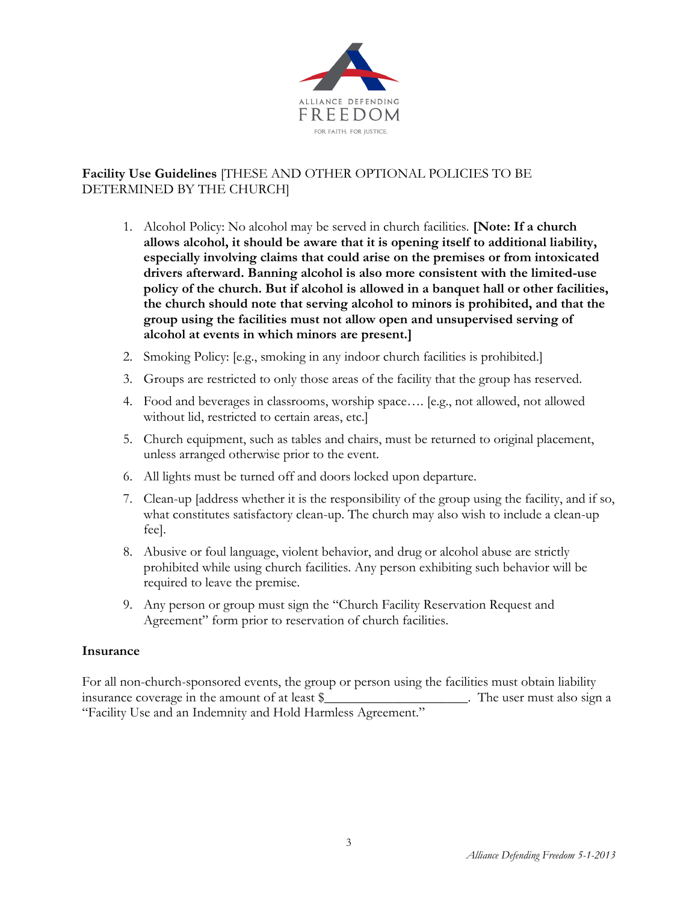**Facility Use Guidelines** [THESE AND OTHER OPTIONAL POLICIES TO BE DETERMINED BY THE CHURCH]

1. Alcohol Policy: No alcohol may be served in church facilities. **[Note: If a church allows alcohol, it should be aware that it is opening itself to additional liability, especially involving claims that could arise on the premises or from intoxicated drivers afterward. Banning alcohol is also more consistent with the limited-use policy of the church. But if alcohol is allowed in a banquet hall or other facilities, the church should note that serving alcohol to minors is prohibited, and that the group using the facilities must not allow open and unsupervised serving of alcohol at events in which minors are present.]**
2. Smoking Policy: [e.g., smoking in any indoor church facilities is prohibited.]
3. Groups are restricted to only those areas of the facility that the group has reserved.
4. Food and beverages in classrooms, worship space…. [e.g., not allowed, not allowed without lid, restricted to certain areas, etc.]
5. Church equipment, such as tables and chairs, must be returned to original placement, unless arranged otherwise prior to the event.
6. All lights must be turned off and doors locked upon departure.
7. Clean-up [address whether it is the responsibility of the group using the facility, and if so, what constitutes satisfactory clean-up. The church may also wish to include a clean-up fee].
8. Abusive or foul language, violent behavior, and drug or alcohol abuse are strictly prohibited while using church facilities. Any person exhibiting such behavior will be required to leave the premise.
9. Any person or group must sign the "Church Facility Reservation Request and Agreement" form prior to reservation of church facilities.

**Insurance**

For all non-church-sponsored events, the group or person using the facilities must obtain liability insurance coverage in the amount of at least $_____________________. The user must also sign a "Facility Use and an Indemnity and Hold Harmless Agreement."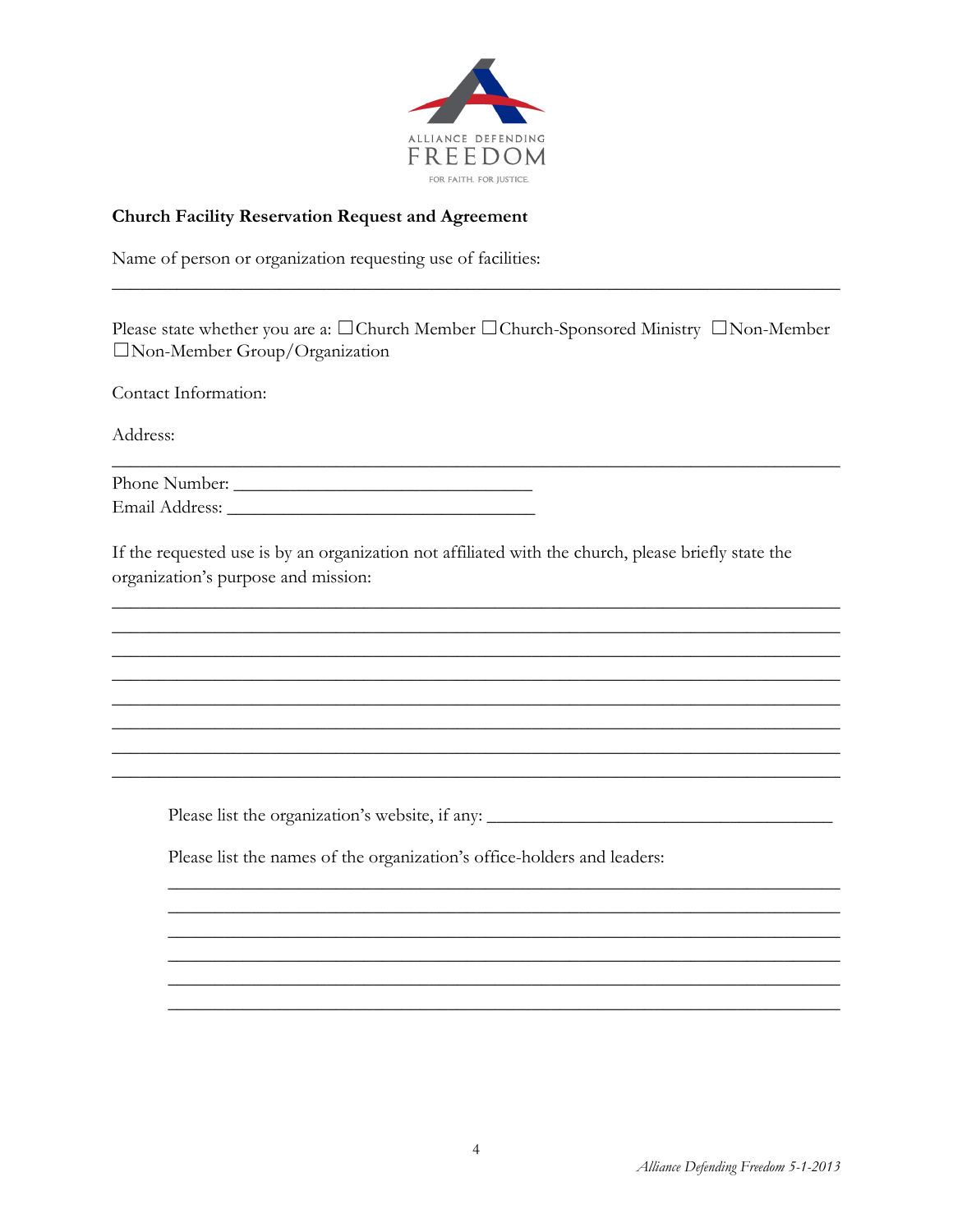**Church Facility Reservation Request and Agreement**

Name of person or organization requesting use of facilities:

\_\_\_\_\_\_\_\_\_\_\_\_\_\_\_\_\_\_\_\_\_\_\_\_\_\_\_\_\_\_\_\_\_\_\_\_\_\_\_\_\_\_\_\_\_\_\_\_\_\_\_\_\_\_\_\_\_\_\_\_\_\_\_\_\_\_\_\_\_\_\_\_\_\_\_\_

Please state whether you are a: ☐Church Member ☐Church-Sponsored Ministry ☐Non-Member ☐Non-Member Group/Organization

Contact Information:

Address:

\_\_\_\_\_\_\_\_\_\_\_\_\_\_\_\_\_\_\_\_\_\_\_\_\_\_\_\_\_\_\_\_\_\_\_\_\_\_\_\_\_\_\_\_\_\_\_\_\_\_\_\_\_\_\_\_\_\_\_\_\_\_\_\_\_\_\_\_\_\_\_\_\_\_\_\_

Phone Number: \_\_\_\_\_\_\_\_\_\_\_\_\_\_\_\_\_\_\_\_\_\_\_\_\_\_\_\_\_\_\_\_

Email Address: \_\_\_\_\_\_\_\_\_\_\_\_\_\_\_\_\_\_\_\_\_\_\_\_\_\_\_\_\_\_\_\_

If the requested use is by an organization not affiliated with the church, please briefly state the organization's purpose and mission:

\_\_\_\_\_\_\_\_\_\_\_\_\_\_\_\_\_\_\_\_\_\_\_\_\_\_\_\_\_\_\_\_\_\_\_\_\_\_\_\_\_\_\_\_\_\_\_\_\_\_\_\_\_\_\_\_\_\_\_\_\_\_\_\_\_\_\_\_\_\_\_\_\_\_\_\_

\_\_\_\_\_\_\_\_\_\_\_\_\_\_\_\_\_\_\_\_\_\_\_\_\_\_\_\_\_\_\_\_\_\_\_\_\_\_\_\_\_\_\_\_\_\_\_\_\_\_\_\_\_\_\_\_\_\_\_\_\_\_\_\_\_\_\_\_\_\_\_\_\_\_\_\_

\_\_\_\_\_\_\_\_\_\_\_\_\_\_\_\_\_\_\_\_\_\_\_\_\_\_\_\_\_\_\_\_\_\_\_\_\_\_\_\_\_\_\_\_\_\_\_\_\_\_\_\_\_\_\_\_\_\_\_\_\_\_\_\_\_\_\_\_\_\_\_\_\_\_\_\_

\_\_\_\_\_\_\_\_\_\_\_\_\_\_\_\_\_\_\_\_\_\_\_\_\_\_\_\_\_\_\_\_\_\_\_\_\_\_\_\_\_\_\_\_\_\_\_\_\_\_\_\_\_\_\_\_\_\_\_\_\_\_\_\_\_\_\_\_\_\_\_\_\_\_\_\_

\_\_\_\_\_\_\_\_\_\_\_\_\_\_\_\_\_\_\_\_\_\_\_\_\_\_\_\_\_\_\_\_\_\_\_\_\_\_\_\_\_\_\_\_\_\_\_\_\_\_\_\_\_\_\_\_\_\_\_\_\_\_\_\_\_\_\_\_\_\_\_\_\_\_\_\_

\_\_\_\_\_\_\_\_\_\_\_\_\_\_\_\_\_\_\_\_\_\_\_\_\_\_\_\_\_\_\_\_\_\_\_\_\_\_\_\_\_\_\_\_\_\_\_\_\_\_\_\_\_\_\_\_\_\_\_\_\_\_\_\_\_\_\_\_\_\_\_\_\_\_\_\_

\_\_\_\_\_\_\_\_\_\_\_\_\_\_\_\_\_\_\_\_\_\_\_\_\_\_\_\_\_\_\_\_\_\_\_\_\_\_\_\_\_\_\_\_\_\_\_\_\_\_\_\_\_\_\_\_\_\_\_\_\_\_\_\_\_\_\_\_\_\_\_\_\_\_\_\_

\_\_\_\_\_\_\_\_\_\_\_\_\_\_\_\_\_\_\_\_\_\_\_\_\_\_\_\_\_\_\_\_\_\_\_\_\_\_\_\_\_\_\_\_\_\_\_\_\_\_\_\_\_\_\_\_\_\_\_\_\_\_\_\_\_\_\_\_\_\_\_\_\_\_\_\_

Please list the organization's website, if any: \_\_\_\_\_\_\_\_\_\_\_\_\_\_\_\_\_\_\_\_\_\_\_\_\_\_\_\_\_\_\_\_\_\_\_\_\_\_

Please list the names of the organization's office-holders and leaders:

\_\_\_\_\_\_\_\_\_\_\_\_\_\_\_\_\_\_\_\_\_\_\_\_\_\_\_\_\_\_\_\_\_\_\_\_\_\_\_\_\_\_\_\_\_\_\_\_\_\_\_\_\_\_\_\_\_\_\_\_\_\_\_\_\_\_\_\_\_\_\_

\_\_\_\_\_\_\_\_\_\_\_\_\_\_\_\_\_\_\_\_\_\_\_\_\_\_\_\_\_\_\_\_\_\_\_\_\_\_\_\_\_\_\_\_\_\_\_\_\_\_\_\_\_\_\_\_\_\_\_\_\_\_\_\_\_\_\_\_\_\_\_

\_\_\_\_\_\_\_\_\_\_\_\_\_\_\_\_\_\_\_\_\_\_\_\_\_\_\_\_\_\_\_\_\_\_\_\_\_\_\_\_\_\_\_\_\_\_\_\_\_\_\_\_\_\_\_\_\_\_\_\_\_\_\_\_\_\_\_\_\_\_\_

\_\_\_\_\_\_\_\_\_\_\_\_\_\_\_\_\_\_\_\_\_\_\_\_\_\_\_\_\_\_\_\_\_\_\_\_\_\_\_\_\_\_\_\_\_\_\_\_\_\_\_\_\_\_\_\_\_\_\_\_\_\_\_\_\_\_\_\_\_\_\_

\_\_\_\_\_\_\_\_\_\_\_\_\_\_\_\_\_\_\_\_\_\_\_\_\_\_\_\_\_\_\_\_\_\_\_\_\_\_\_\_\_\_\_\_\_\_\_\_\_\_\_\_\_\_\_\_\_\_\_\_\_\_\_\_\_\_\_\_\_\_\_

\_\_\_\_\_\_\_\_\_\_\_\_\_\_\_\_\_\_\_\_\_\_\_\_\_\_\_\_\_\_\_\_\_\_\_\_\_\_\_\_\_\_\_\_\_\_\_\_\_\_\_\_\_\_\_\_\_\_\_\_\_\_\_\_\_\_\_\_\_\_\_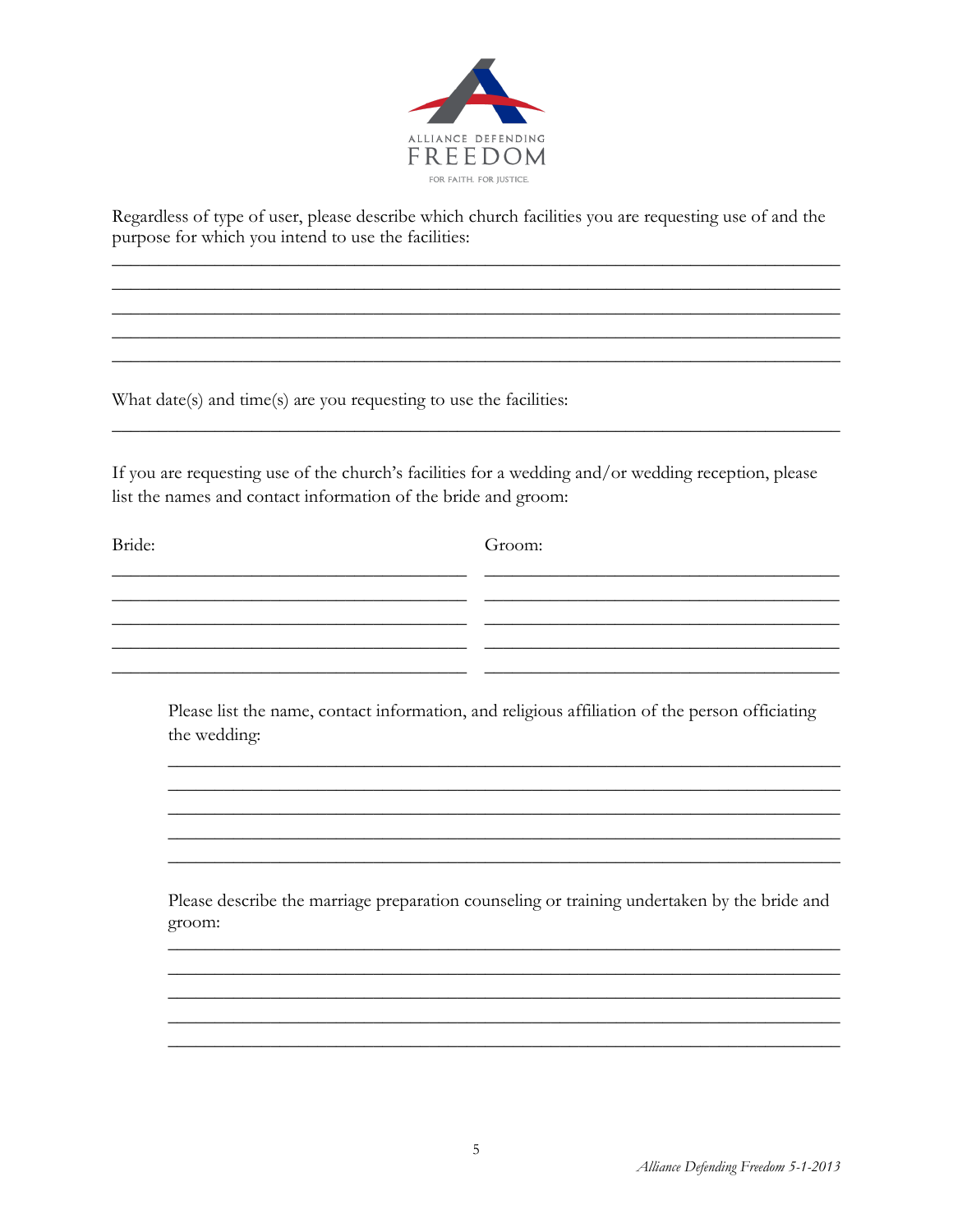Regardless of type of user, please describe which church facilities you are requesting use of and the purpose for which you intend to use the facilities:

\_\_\_\_\_\_\_\_\_\_\_\_\_\_\_\_\_\_\_\_\_\_\_\_\_\_\_\_\_\_\_\_\_\_\_\_\_\_\_\_\_\_\_\_\_\_\_\_\_\_\_\_\_\_\_\_\_\_\_\_\_\_\_\_\_\_\_\_\_\_\_\_\_\_\_\_\_\_

\_\_\_\_\_\_\_\_\_\_\_\_\_\_\_\_\_\_\_\_\_\_\_\_\_\_\_\_\_\_\_\_\_\_\_\_\_\_\_\_\_\_\_\_\_\_\_\_\_\_\_\_\_\_\_\_\_\_\_\_\_\_\_\_\_\_\_\_\_\_\_\_\_\_\_\_\_\_

\_\_\_\_\_\_\_\_\_\_\_\_\_\_\_\_\_\_\_\_\_\_\_\_\_\_\_\_\_\_\_\_\_\_\_\_\_\_\_\_\_\_\_\_\_\_\_\_\_\_\_\_\_\_\_\_\_\_\_\_\_\_\_\_\_\_\_\_\_\_\_\_\_\_\_\_\_\_

\_\_\_\_\_\_\_\_\_\_\_\_\_\_\_\_\_\_\_\_\_\_\_\_\_\_\_\_\_\_\_\_\_\_\_\_\_\_\_\_\_\_\_\_\_\_\_\_\_\_\_\_\_\_\_\_\_\_\_\_\_\_\_\_\_\_\_\_\_\_\_\_\_\_\_\_\_\_

\_\_\_\_\_\_\_\_\_\_\_\_\_\_\_\_\_\_\_\_\_\_\_\_\_\_\_\_\_\_\_\_\_\_\_\_\_\_\_\_\_\_\_\_\_\_\_\_\_\_\_\_\_\_\_\_\_\_\_\_\_\_\_\_\_\_\_\_\_\_\_\_\_\_\_\_\_\_

What date(s) and time(s) are you requesting to use the facilities:

\_\_\_\_\_\_\_\_\_\_\_\_\_\_\_\_\_\_\_\_\_\_\_\_\_\_\_\_\_\_\_\_\_\_\_\_\_\_\_\_\_\_\_\_\_\_\_\_\_\_\_\_\_\_\_\_\_\_\_\_\_\_\_\_\_\_\_\_\_\_\_\_\_\_\_\_\_\_

If you are requesting use of the church's facilities for a wedding and/or wedding reception, please list the names and contact information of the bride and groom:

| Bride: | Groom: |
| --- | --- |
| \_\_\_\_\_\_\_\_\_\_\_\_\_\_\_\_\_\_\_\_\_\_\_\_\_\_\_\_\_\_\_\_\_\_ | \_\_\_\_\_\_\_\_\_\_\_\_\_\_\_\_\_\_\_\_\_\_\_\_\_\_\_\_\_\_\_\_\_\_ |
| \_\_\_\_\_\_\_\_\_\_\_\_\_\_\_\_\_\_\_\_\_\_\_\_\_\_\_\_\_\_\_\_\_\_ | \_\_\_\_\_\_\_\_\_\_\_\_\_\_\_\_\_\_\_\_\_\_\_\_\_\_\_\_\_\_\_\_\_\_ |
| \_\_\_\_\_\_\_\_\_\_\_\_\_\_\_\_\_\_\_\_\_\_\_\_\_\_\_\_\_\_\_\_\_\_ | \_\_\_\_\_\_\_\_\_\_\_\_\_\_\_\_\_\_\_\_\_\_\_\_\_\_\_\_\_\_\_\_\_\_ |
| \_\_\_\_\_\_\_\_\_\_\_\_\_\_\_\_\_\_\_\_\_\_\_\_\_\_\_\_\_\_\_\_\_\_ | \_\_\_\_\_\_\_\_\_\_\_\_\_\_\_\_\_\_\_\_\_\_\_\_\_\_\_\_\_\_\_\_\_\_ |
| \_\_\_\_\_\_\_\_\_\_\_\_\_\_\_\_\_\_\_\_\_\_\_\_\_\_\_\_\_\_\_\_\_\_ | \_\_\_\_\_\_\_\_\_\_\_\_\_\_\_\_\_\_\_\_\_\_\_\_\_\_\_\_\_\_\_\_\_\_ |

> Please list the name, contact information, and religious affiliation of the person officiating the wedding:
>
> \_\_\_\_\_\_\_\_\_\_\_\_\_\_\_\_\_\_\_\_\_\_\_\_\_\_\_\_\_\_\_\_\_\_\_\_\_\_\_\_\_\_\_\_\_\_\_\_\_\_\_\_\_\_\_\_\_\_\_\_\_\_\_\_\_\_\_\_\_\_
>
> \_\_\_\_\_\_\_\_\_\_\_\_\_\_\_\_\_\_\_\_\_\_\_\_\_\_\_\_\_\_\_\_\_\_\_\_\_\_\_\_\_\_\_\_\_\_\_\_\_\_\_\_\_\_\_\_\_\_\_\_\_\_\_\_\_\_\_\_\_\_
>
> \_\_\_\_\_\_\_\_\_\_\_\_\_\_\_\_\_\_\_\_\_\_\_\_\_\_\_\_\_\_\_\_\_\_\_\_\_\_\_\_\_\_\_\_\_\_\_\_\_\_\_\_\_\_\_\_\_\_\_\_\_\_\_\_\_\_\_\_\_\_
>
> \_\_\_\_\_\_\_\_\_\_\_\_\_\_\_\_\_\_\_\_\_\_\_\_\_\_\_\_\_\_\_\_\_\_\_\_\_\_\_\_\_\_\_\_\_\_\_\_\_\_\_\_\_\_\_\_\_\_\_\_\_\_\_\_\_\_\_\_\_\_
>
> \_\_\_\_\_\_\_\_\_\_\_\_\_\_\_\_\_\_\_\_\_\_\_\_\_\_\_\_\_\_\_\_\_\_\_\_\_\_\_\_\_\_\_\_\_\_\_\_\_\_\_\_\_\_\_\_\_\_\_\_\_\_\_\_\_\_\_\_\_\_
>
> Please describe the marriage preparation counseling or training undertaken by the bride and groom:
>
> \_\_\_\_\_\_\_\_\_\_\_\_\_\_\_\_\_\_\_\_\_\_\_\_\_\_\_\_\_\_\_\_\_\_\_\_\_\_\_\_\_\_\_\_\_\_\_\_\_\_\_\_\_\_\_\_\_\_\_\_\_\_\_\_\_\_\_\_\_\_
>
> \_\_\_\_\_\_\_\_\_\_\_\_\_\_\_\_\_\_\_\_\_\_\_\_\_\_\_\_\_\_\_\_\_\_\_\_\_\_\_\_\_\_\_\_\_\_\_\_\_\_\_\_\_\_\_\_\_\_\_\_\_\_\_\_\_\_\_\_\_\_
>
> \_\_\_\_\_\_\_\_\_\_\_\_\_\_\_\_\_\_\_\_\_\_\_\_\_\_\_\_\_\_\_\_\_\_\_\_\_\_\_\_\_\_\_\_\_\_\_\_\_\_\_\_\_\_\_\_\_\_\_\_\_\_\_\_\_\_\_\_\_\_
>
> \_\_\_\_\_\_\_\_\_\_\_\_\_\_\_\_\_\_\_\_\_\_\_\_\_\_\_\_\_\_\_\_\_\_\_\_\_\_\_\_\_\_\_\_\_\_\_\_\_\_\_\_\_\_\_\_\_\_\_\_\_\_\_\_\_\_\_\_\_\_
>
> \_\_\_\_\_\_\_\_\_\_\_\_\_\_\_\_\_\_\_\_\_\_\_\_\_\_\_\_\_\_\_\_\_\_\_\_\_\_\_\_\_\_\_\_\_\_\_\_\_\_\_\_\_\_\_\_\_\_\_\_\_\_\_\_\_\_\_\_\_\_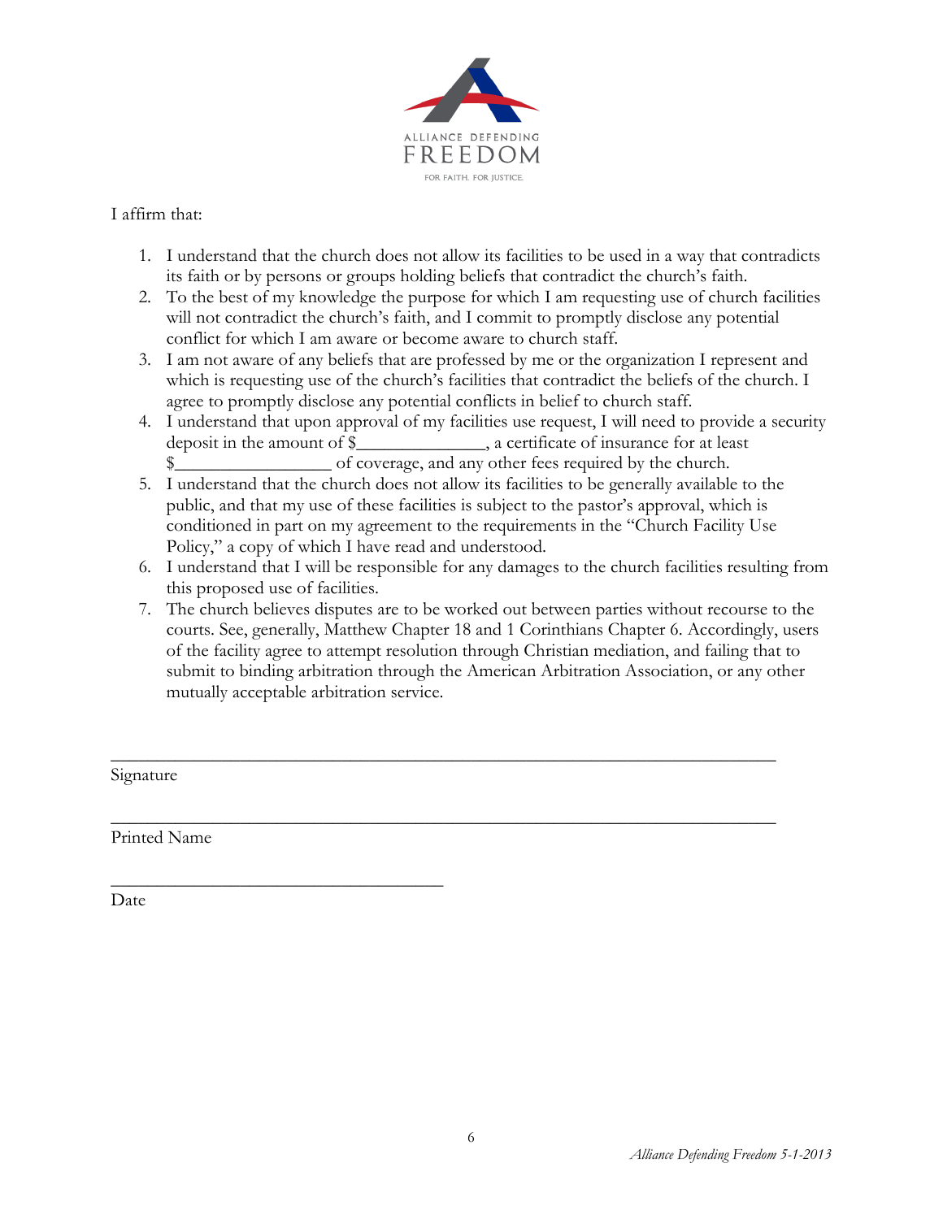ALLIANCE DEFENDING

FREEDOM

FOR FAITH. FOR JUSTICE.

I affirm that:

1. I understand that the church does not allow its facilities to be used in a way that contradicts its faith or by persons or groups holding beliefs that contradict the church's faith.
2. To the best of my knowledge the purpose for which I am requesting use of church facilities will not contradict the church's faith, and I commit to promptly disclose any potential conflict for which I am aware or become aware to church staff.
3. I am not aware of any beliefs that are professed by me or the organization I represent and which is requesting use of the church's facilities that contradict the beliefs of the church. I agree to promptly disclose any potential conflicts in belief to church staff.
4. I understand that upon approval of my facilities use request, I will need to provide a security deposit in the amount of $______________, a certificate of insurance for at least $_________________ of coverage, and any other fees required by the church.
5. I understand that the church does not allow its facilities to be generally available to the public, and that my use of these facilities is subject to the pastor's approval, which is conditioned in part on my agreement to the requirements in the "Church Facility Use Policy," a copy of which I have read and understood.
6. I understand that I will be responsible for any damages to the church facilities resulting from this proposed use of facilities.
7. The church believes disputes are to be worked out between parties without recourse to the courts. See, generally, Matthew Chapter 18 and 1 Corinthians Chapter 6. Accordingly, users of the facility agree to attempt resolution through Christian mediation, and failing that to submit to binding arbitration through the American Arbitration Association, or any other mutually acceptable arbitration service.

_______________________________________________________________________

Signature

_______________________________________________________________________

Printed Name

____________________________________

Date